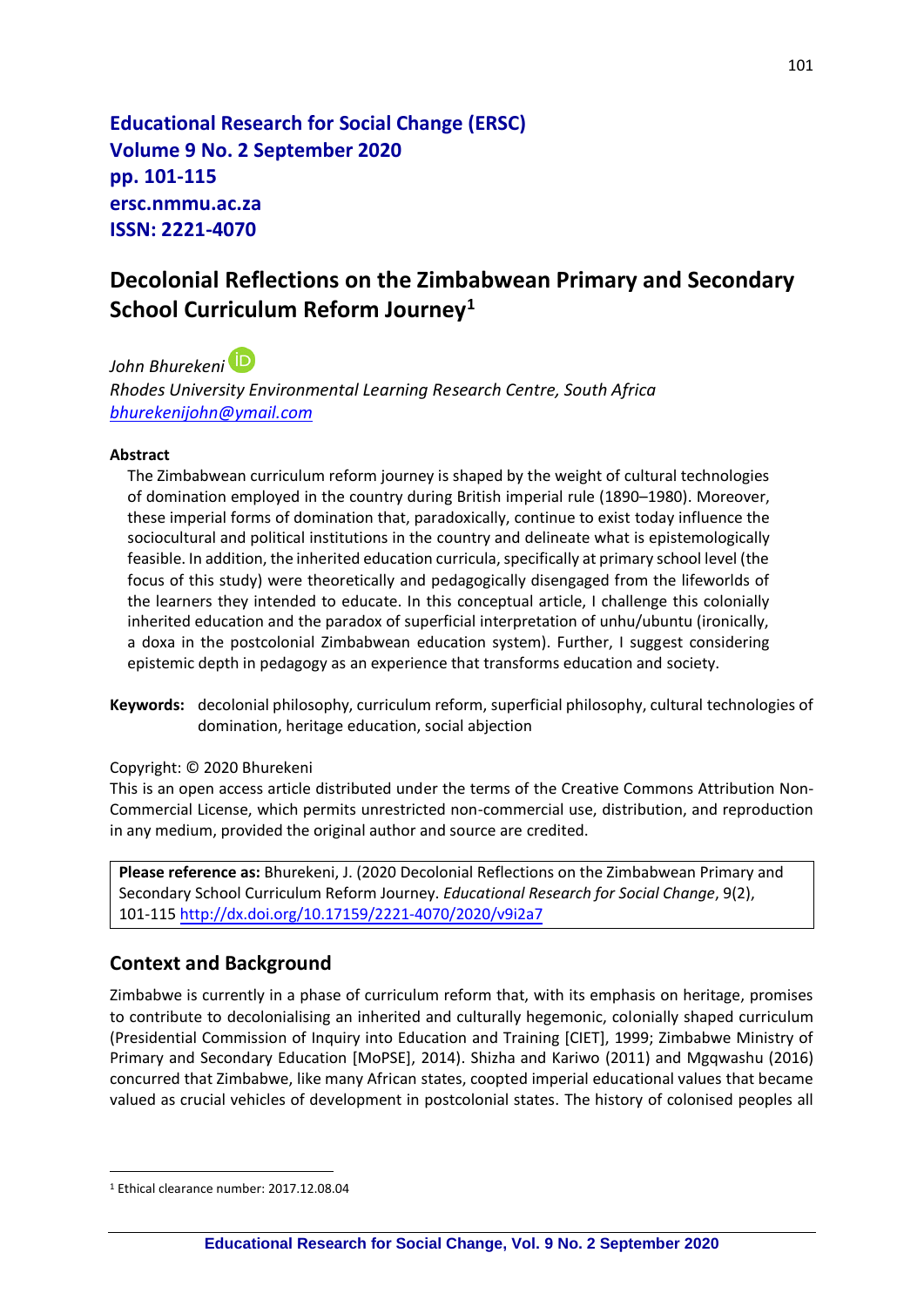**Educational Research for Social Change (ERSC)**
**Volume 9 No. 2 September 2020**
**pp. 101-115**
**ersc.nmmu.ac.za**
**ISSN: 2221-4070**

# Decolonial Reflections on the Zimbabwean Primary and Secondary School Curriculum Reform Journey[1]

*John Bhurekeni*
*Rhodes University Environmental Learning Research Centre, South Africa*
*bhurekenijohn@ymail.com*

**Abstract**

The Zimbabwean curriculum reform journey is shaped by the weight of cultural technologies of domination employed in the country during British imperial rule (1890–1980). Moreover, these imperial forms of domination that, paradoxically, continue to exist today influence the sociocultural and political institutions in the country and delineate what is epistemologically feasible. In addition, the inherited education curricula, specifically at primary school level (the focus of this study) were theoretically and pedagogically disengaged from the lifeworlds of the learners they intended to educate. In this conceptual article, I challenge this colonially inherited education and the paradox of superficial interpretation of unhu/ubuntu (ironically, a doxa in the postcolonial Zimbabwean education system). Further, I suggest considering epistemic depth in pedagogy as an experience that transforms education and society.

**Keywords:** decolonial philosophy, curriculum reform, superficial philosophy, cultural technologies of domination, heritage education, social abjection

Copyright: © 2020 Bhurekeni
This is an open access article distributed under the terms of the Creative Commons Attribution Non-Commercial License, which permits unrestricted non-commercial use, distribution, and reproduction in any medium, provided the original author and source are credited.

**Please reference as:** Bhurekeni, J. (2020 Decolonial Reflections on the Zimbabwean Primary and Secondary School Curriculum Reform Journey. *Educational Research for Social Change*, 9(2), 101-115 http://dx.doi.org/10.17159/2221-4070/2020/v9i2a7

## Context and Background

Zimbabwe is currently in a phase of curriculum reform that, with its emphasis on heritage, promises to contribute to decolonialising an inherited and culturally hegemonic, colonially shaped curriculum (Presidential Commission of Inquiry into Education and Training [CIET], 1999; Zimbabwe Ministry of Primary and Secondary Education [MoPSE], 2014). Shizha and Kariwo (2011) and Mgqwashu (2016) concurred that Zimbabwe, like many African states, coopted imperial educational values that became valued as crucial vehicles of development in postcolonial states. The history of colonised peoples all

[1] Ethical clearance number: 2017.12.08.04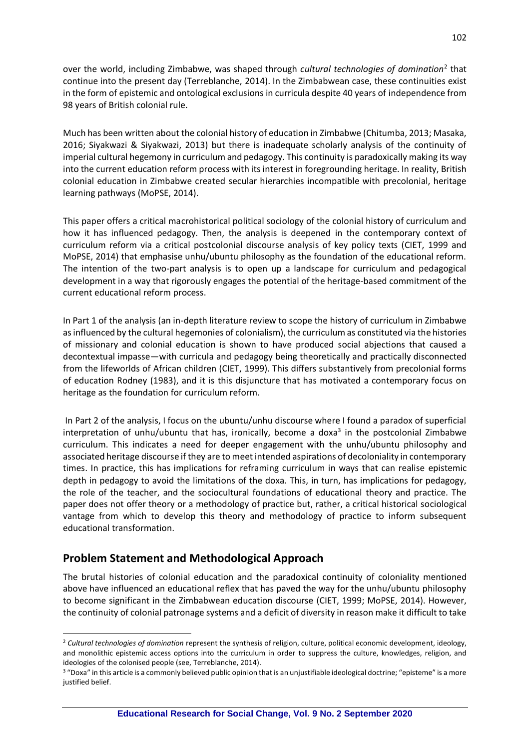over the world, including Zimbabwe, was shaped through *cultural technologies of domination*[2] that continue into the present day (Terreblanche, 2014). In the Zimbabwean case, these continuities exist in the form of epistemic and ontological exclusions in curricula despite 40 years of independence from 98 years of British colonial rule.

Much has been written about the colonial history of education in Zimbabwe (Chitumba, 2013; Masaka, 2016; Siyakwazi & Siyakwazi, 2013) but there is inadequate scholarly analysis of the continuity of imperial cultural hegemony in curriculum and pedagogy. This continuity is paradoxically making its way into the current education reform process with its interest in foregrounding heritage. In reality, British colonial education in Zimbabwe created secular hierarchies incompatible with precolonial, heritage learning pathways (MoPSE, 2014).

This paper offers a critical macrohistorical political sociology of the colonial history of curriculum and how it has influenced pedagogy. Then, the analysis is deepened in the contemporary context of curriculum reform via a critical postcolonial discourse analysis of key policy texts (CIET, 1999 and MoPSE, 2014) that emphasise unhu/ubuntu philosophy as the foundation of the educational reform. The intention of the two-part analysis is to open up a landscape for curriculum and pedagogical development in a way that rigorously engages the potential of the heritage-based commitment of the current educational reform process.

In Part 1 of the analysis (an in-depth literature review to scope the history of curriculum in Zimbabwe as influenced by the cultural hegemonies of colonialism), the curriculum as constituted via the histories of missionary and colonial education is shown to have produced social abjections that caused a decontextual impasse—with curricula and pedagogy being theoretically and practically disconnected from the lifeworlds of African children (CIET, 1999). This differs substantively from precolonial forms of education Rodney (1983), and it is this disjuncture that has motivated a contemporary focus on heritage as the foundation for curriculum reform.

In Part 2 of the analysis, I focus on the ubuntu/unhu discourse where I found a paradox of superficial interpretation of unhu/ubuntu that has, ironically, become a doxa[3] in the postcolonial Zimbabwe curriculum. This indicates a need for deeper engagement with the unhu/ubuntu philosophy and associated heritage discourse if they are to meet intended aspirations of decoloniality in contemporary times. In practice, this has implications for reframing curriculum in ways that can realise epistemic depth in pedagogy to avoid the limitations of the doxa. This, in turn, has implications for pedagogy, the role of the teacher, and the sociocultural foundations of educational theory and practice. The paper does not offer theory or a methodology of practice but, rather, a critical historical sociological vantage from which to develop this theory and methodology of practice to inform subsequent educational transformation.

## Problem Statement and Methodological Approach

The brutal histories of colonial education and the paradoxical continuity of coloniality mentioned above have influenced an educational reflex that has paved the way for the unhu/ubuntu philosophy to become significant in the Zimbabwean education discourse (CIET, 1999; MoPSE, 2014). However, the continuity of colonial patronage systems and a deficit of diversity in reason make it difficult to take

---

[2] *Cultural technologies of domination* represent the synthesis of religion, culture, political economic development, ideology, and monolithic epistemic access options into the curriculum in order to suppress the culture, knowledges, religion, and ideologies of the colonised people (see, Terreblanche, 2014).

[3] "Doxa" in this article is a commonly believed public opinion that is an unjustifiable ideological doctrine; "episteme" is a more justified belief.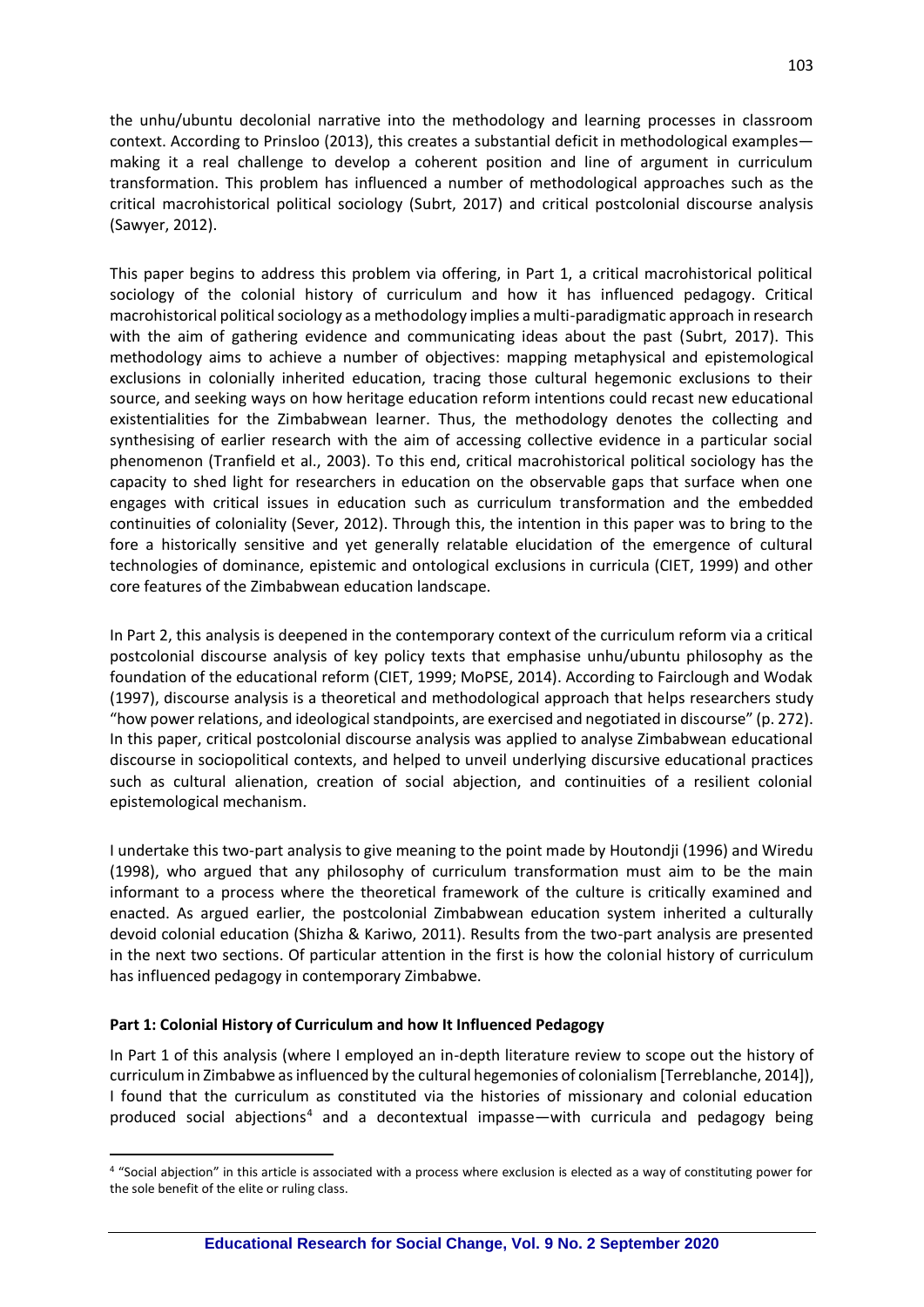the unhu/ubuntu decolonial narrative into the methodology and learning processes in classroom context. According to Prinsloo (2013), this creates a substantial deficit in methodological examples—making it a real challenge to develop a coherent position and line of argument in curriculum transformation. This problem has influenced a number of methodological approaches such as the critical macrohistorical political sociology (Subrt, 2017) and critical postcolonial discourse analysis (Sawyer, 2012).

This paper begins to address this problem via offering, in Part 1, a critical macrohistorical political sociology of the colonial history of curriculum and how it has influenced pedagogy. Critical macrohistorical political sociology as a methodology implies a multi-paradigmatic approach in research with the aim of gathering evidence and communicating ideas about the past (Subrt, 2017). This methodology aims to achieve a number of objectives: mapping metaphysical and epistemological exclusions in colonially inherited education, tracing those cultural hegemonic exclusions to their source, and seeking ways on how heritage education reform intentions could recast new educational existentialities for the Zimbabwean learner. Thus, the methodology denotes the collecting and synthesising of earlier research with the aim of accessing collective evidence in a particular social phenomenon (Tranfield et al., 2003). To this end, critical macrohistorical political sociology has the capacity to shed light for researchers in education on the observable gaps that surface when one engages with critical issues in education such as curriculum transformation and the embedded continuities of coloniality (Sever, 2012). Through this, the intention in this paper was to bring to the fore a historically sensitive and yet generally relatable elucidation of the emergence of cultural technologies of dominance, epistemic and ontological exclusions in curricula (CIET, 1999) and other core features of the Zimbabwean education landscape.

In Part 2, this analysis is deepened in the contemporary context of the curriculum reform via a critical postcolonial discourse analysis of key policy texts that emphasise unhu/ubuntu philosophy as the foundation of the educational reform (CIET, 1999; MoPSE, 2014). According to Fairclough and Wodak (1997), discourse analysis is a theoretical and methodological approach that helps researchers study "how power relations, and ideological standpoints, are exercised and negotiated in discourse" (p. 272). In this paper, critical postcolonial discourse analysis was applied to analyse Zimbabwean educational discourse in sociopolitical contexts, and helped to unveil underlying discursive educational practices such as cultural alienation, creation of social abjection, and continuities of a resilient colonial epistemological mechanism.

I undertake this two-part analysis to give meaning to the point made by Houtondji (1996) and Wiredu (1998), who argued that any philosophy of curriculum transformation must aim to be the main informant to a process where the theoretical framework of the culture is critically examined and enacted. As argued earlier, the postcolonial Zimbabwean education system inherited a culturally devoid colonial education (Shizha & Kariwo, 2011). Results from the two-part analysis are presented in the next two sections. Of particular attention in the first is how the colonial history of curriculum has influenced pedagogy in contemporary Zimbabwe.

**Part 1: Colonial History of Curriculum and how It Influenced Pedagogy**

In Part 1 of this analysis (where I employed an in-depth literature review to scope out the history of curriculum in Zimbabwe as influenced by the cultural hegemonies of colonialism [Terreblanche, 2014]), I found that the curriculum as constituted via the histories of missionary and colonial education produced social abjections[4] and a decontextual impasse—with curricula and pedagogy being

[4] "Social abjection" in this article is associated with a process where exclusion is elected as a way of constituting power for the sole benefit of the elite or ruling class.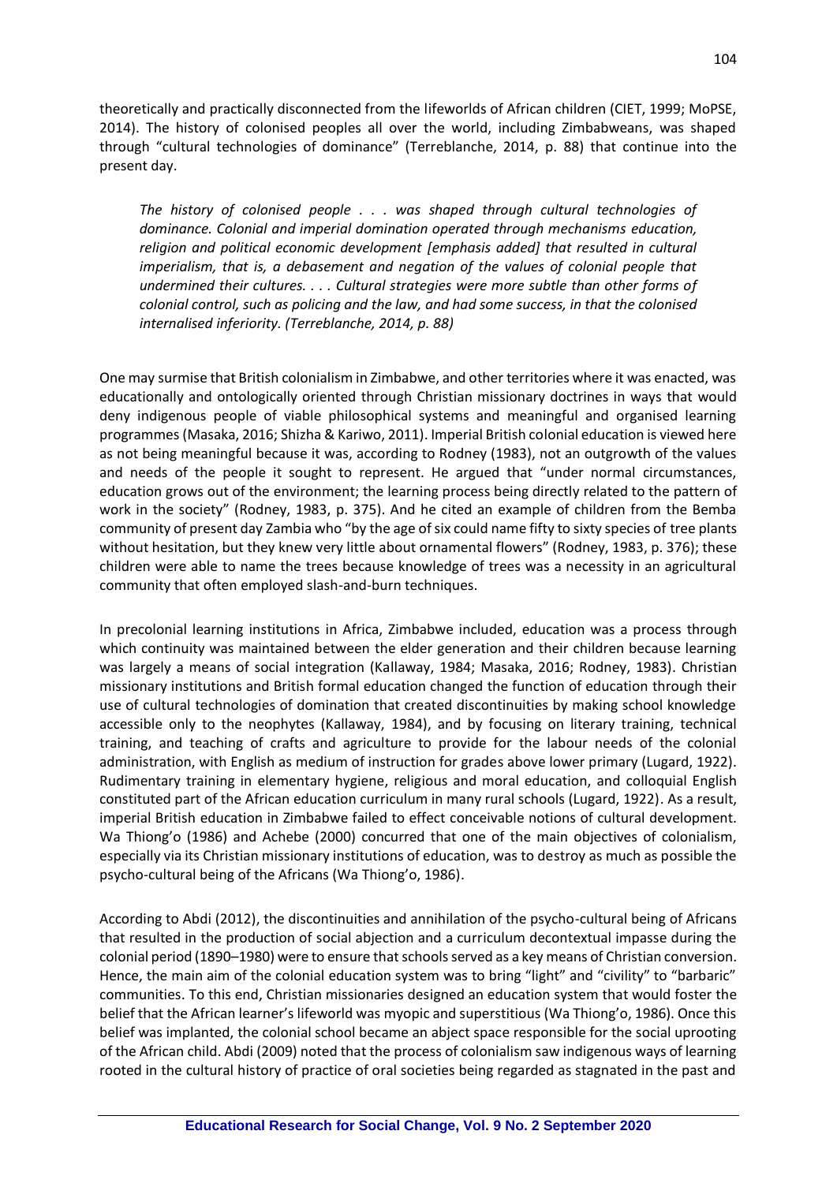theoretically and practically disconnected from the lifeworlds of African children (CIET, 1999; MoPSE, 2014). The history of colonised peoples all over the world, including Zimbabweans, was shaped through "cultural technologies of dominance" (Terreblanche, 2014, p. 88) that continue into the present day.

> *The history of colonised people . . . was shaped through cultural technologies of dominance. Colonial and imperial domination operated through mechanisms education, religion and political economic development [emphasis added] that resulted in cultural imperialism, that is, a debasement and negation of the values of colonial people that undermined their cultures. . . . Cultural strategies were more subtle than other forms of colonial control, such as policing and the law, and had some success, in that the colonised internalised inferiority. (Terreblanche, 2014, p. 88)*

One may surmise that British colonialism in Zimbabwe, and other territories where it was enacted, was educationally and ontologically oriented through Christian missionary doctrines in ways that would deny indigenous people of viable philosophical systems and meaningful and organised learning programmes (Masaka, 2016; Shizha & Kariwo, 2011). Imperial British colonial education is viewed here as not being meaningful because it was, according to Rodney (1983), not an outgrowth of the values and needs of the people it sought to represent. He argued that "under normal circumstances, education grows out of the environment; the learning process being directly related to the pattern of work in the society" (Rodney, 1983, p. 375). And he cited an example of children from the Bemba community of present day Zambia who "by the age of six could name fifty to sixty species of tree plants without hesitation, but they knew very little about ornamental flowers" (Rodney, 1983, p. 376); these children were able to name the trees because knowledge of trees was a necessity in an agricultural community that often employed slash-and-burn techniques.

In precolonial learning institutions in Africa, Zimbabwe included, education was a process through which continuity was maintained between the elder generation and their children because learning was largely a means of social integration (Kallaway, 1984; Masaka, 2016; Rodney, 1983). Christian missionary institutions and British formal education changed the function of education through their use of cultural technologies of domination that created discontinuities by making school knowledge accessible only to the neophytes (Kallaway, 1984), and by focusing on literary training, technical training, and teaching of crafts and agriculture to provide for the labour needs of the colonial administration, with English as medium of instruction for grades above lower primary (Lugard, 1922). Rudimentary training in elementary hygiene, religious and moral education, and colloquial English constituted part of the African education curriculum in many rural schools (Lugard, 1922). As a result, imperial British education in Zimbabwe failed to effect conceivable notions of cultural development. Wa Thiong'o (1986) and Achebe (2000) concurred that one of the main objectives of colonialism, especially via its Christian missionary institutions of education, was to destroy as much as possible the psycho-cultural being of the Africans (Wa Thiong'o, 1986).

According to Abdi (2012), the discontinuities and annihilation of the psycho-cultural being of Africans that resulted in the production of social abjection and a curriculum decontextual impasse during the colonial period (1890–1980) were to ensure that schools served as a key means of Christian conversion. Hence, the main aim of the colonial education system was to bring "light" and "civility" to "barbaric" communities. To this end, Christian missionaries designed an education system that would foster the belief that the African learner's lifeworld was myopic and superstitious (Wa Thiong'o, 1986). Once this belief was implanted, the colonial school became an abject space responsible for the social uprooting of the African child. Abdi (2009) noted that the process of colonialism saw indigenous ways of learning rooted in the cultural history of practice of oral societies being regarded as stagnated in the past and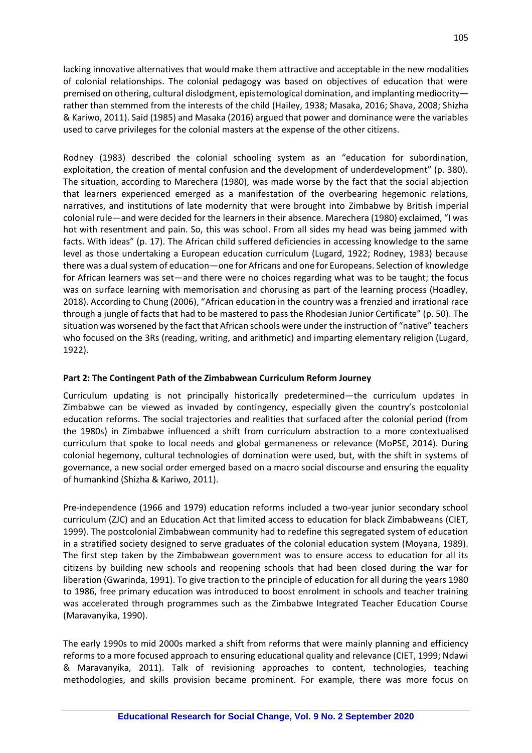lacking innovative alternatives that would make them attractive and acceptable in the new modalities of colonial relationships. The colonial pedagogy was based on objectives of education that were premised on othering, cultural dislodgment, epistemological domination, and implanting mediocrity—rather than stemmed from the interests of the child (Hailey, 1938; Masaka, 2016; Shava, 2008; Shizha & Kariwo, 2011). Said (1985) and Masaka (2016) argued that power and dominance were the variables used to carve privileges for the colonial masters at the expense of the other citizens.

Rodney (1983) described the colonial schooling system as an "education for subordination, exploitation, the creation of mental confusion and the development of underdevelopment" (p. 380). The situation, according to Marechera (1980), was made worse by the fact that the social abjection that learners experienced emerged as a manifestation of the overbearing hegemonic relations, narratives, and institutions of late modernity that were brought into Zimbabwe by British imperial colonial rule—and were decided for the learners in their absence. Marechera (1980) exclaimed, "I was hot with resentment and pain. So, this was school. From all sides my head was being jammed with facts. With ideas" (p. 17). The African child suffered deficiencies in accessing knowledge to the same level as those undertaking a European education curriculum (Lugard, 1922; Rodney, 1983) because there was a dual system of education—one for Africans and one for Europeans. Selection of knowledge for African learners was set—and there were no choices regarding what was to be taught; the focus was on surface learning with memorisation and chorusing as part of the learning process (Hoadley, 2018). According to Chung (2006), "African education in the country was a frenzied and irrational race through a jungle of facts that had to be mastered to pass the Rhodesian Junior Certificate" (p. 50). The situation was worsened by the fact that African schools were under the instruction of "native" teachers who focused on the 3Rs (reading, writing, and arithmetic) and imparting elementary religion (Lugard, 1922).

## Part 2: The Contingent Path of the Zimbabwean Curriculum Reform Journey

Curriculum updating is not principally historically predetermined—the curriculum updates in Zimbabwe can be viewed as invaded by contingency, especially given the country's postcolonial education reforms. The social trajectories and realities that surfaced after the colonial period (from the 1980s) in Zimbabwe influenced a shift from curriculum abstraction to a more contextualised curriculum that spoke to local needs and global germaneness or relevance (MoPSE, 2014). During colonial hegemony, cultural technologies of domination were used, but, with the shift in systems of governance, a new social order emerged based on a macro social discourse and ensuring the equality of humankind (Shizha & Kariwo, 2011).

Pre-independence (1966 and 1979) education reforms included a two-year junior secondary school curriculum (ZJC) and an Education Act that limited access to education for black Zimbabweans (CIET, 1999). The postcolonial Zimbabwean community had to redefine this segregated system of education in a stratified society designed to serve graduates of the colonial education system (Moyana, 1989). The first step taken by the Zimbabwean government was to ensure access to education for all its citizens by building new schools and reopening schools that had been closed during the war for liberation (Gwarinda, 1991). To give traction to the principle of education for all during the years 1980 to 1986, free primary education was introduced to boost enrolment in schools and teacher training was accelerated through programmes such as the Zimbabwe Integrated Teacher Education Course (Maravanyika, 1990).

The early 1990s to mid 2000s marked a shift from reforms that were mainly planning and efficiency reforms to a more focused approach to ensuring educational quality and relevance (CIET, 1999; Ndawi & Maravanyika, 2011). Talk of revisioning approaches to content, technologies, teaching methodologies, and skills provision became prominent. For example, there was more focus on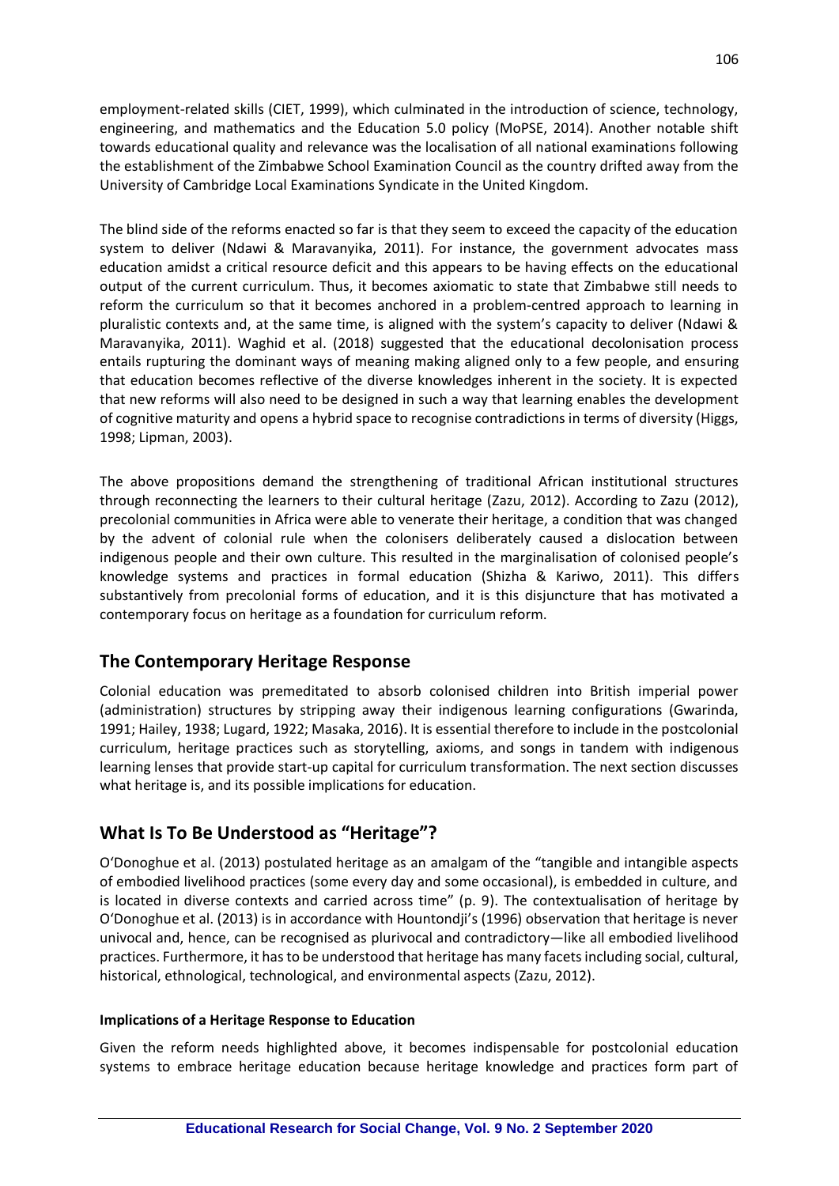employment-related skills (CIET, 1999), which culminated in the introduction of science, technology, engineering, and mathematics and the Education 5.0 policy (MoPSE, 2014). Another notable shift towards educational quality and relevance was the localisation of all national examinations following the establishment of the Zimbabwe School Examination Council as the country drifted away from the University of Cambridge Local Examinations Syndicate in the United Kingdom.

The blind side of the reforms enacted so far is that they seem to exceed the capacity of the education system to deliver (Ndawi & Maravanyika, 2011). For instance, the government advocates mass education amidst a critical resource deficit and this appears to be having effects on the educational output of the current curriculum. Thus, it becomes axiomatic to state that Zimbabwe still needs to reform the curriculum so that it becomes anchored in a problem-centred approach to learning in pluralistic contexts and, at the same time, is aligned with the system's capacity to deliver (Ndawi & Maravanyika, 2011). Waghid et al. (2018) suggested that the educational decolonisation process entails rupturing the dominant ways of meaning making aligned only to a few people, and ensuring that education becomes reflective of the diverse knowledges inherent in the society. It is expected that new reforms will also need to be designed in such a way that learning enables the development of cognitive maturity and opens a hybrid space to recognise contradictions in terms of diversity (Higgs, 1998; Lipman, 2003).

The above propositions demand the strengthening of traditional African institutional structures through reconnecting the learners to their cultural heritage (Zazu, 2012). According to Zazu (2012), precolonial communities in Africa were able to venerate their heritage, a condition that was changed by the advent of colonial rule when the colonisers deliberately caused a dislocation between indigenous people and their own culture. This resulted in the marginalisation of colonised people's knowledge systems and practices in formal education (Shizha & Kariwo, 2011). This differs substantively from precolonial forms of education, and it is this disjuncture that has motivated a contemporary focus on heritage as a foundation for curriculum reform.

## The Contemporary Heritage Response

Colonial education was premeditated to absorb colonised children into British imperial power (administration) structures by stripping away their indigenous learning configurations (Gwarinda, 1991; Hailey, 1938; Lugard, 1922; Masaka, 2016). It is essential therefore to include in the postcolonial curriculum, heritage practices such as storytelling, axioms, and songs in tandem with indigenous learning lenses that provide start-up capital for curriculum transformation. The next section discusses what heritage is, and its possible implications for education.

## What Is To Be Understood as "Heritage"?

O'Donoghue et al. (2013) postulated heritage as an amalgam of the "tangible and intangible aspects of embodied livelihood practices (some every day and some occasional), is embedded in culture, and is located in diverse contexts and carried across time" (p. 9). The contextualisation of heritage by O'Donoghue et al. (2013) is in accordance with Hountondji's (1996) observation that heritage is never univocal and, hence, can be recognised as plurivocal and contradictory—like all embodied livelihood practices. Furthermore, it has to be understood that heritage has many facets including social, cultural, historical, ethnological, technological, and environmental aspects (Zazu, 2012).

#### Implications of a Heritage Response to Education

Given the reform needs highlighted above, it becomes indispensable for postcolonial education systems to embrace heritage education because heritage knowledge and practices form part of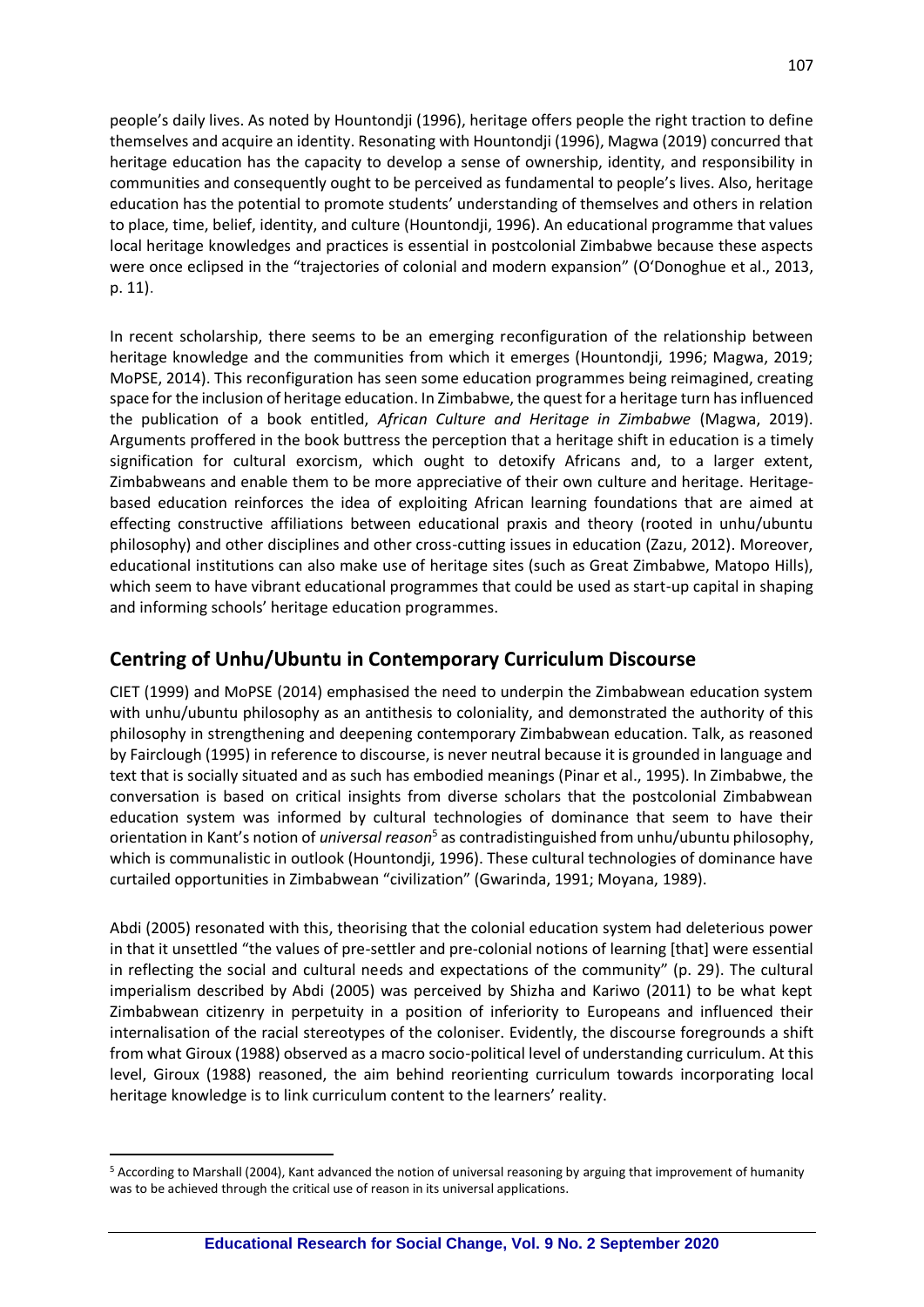people's daily lives. As noted by Hountondji (1996), heritage offers people the right traction to define themselves and acquire an identity. Resonating with Hountondji (1996), Magwa (2019) concurred that heritage education has the capacity to develop a sense of ownership, identity, and responsibility in communities and consequently ought to be perceived as fundamental to people's lives. Also, heritage education has the potential to promote students' understanding of themselves and others in relation to place, time, belief, identity, and culture (Hountondji, 1996). An educational programme that values local heritage knowledges and practices is essential in postcolonial Zimbabwe because these aspects were once eclipsed in the "trajectories of colonial and modern expansion" (O'Donoghue et al., 2013, p. 11).

In recent scholarship, there seems to be an emerging reconfiguration of the relationship between heritage knowledge and the communities from which it emerges (Hountondji, 1996; Magwa, 2019; MoPSE, 2014). This reconfiguration has seen some education programmes being reimagined, creating space for the inclusion of heritage education. In Zimbabwe, the quest for a heritage turn has influenced the publication of a book entitled, *African Culture and Heritage in Zimbabwe* (Magwa, 2019). Arguments proffered in the book buttress the perception that a heritage shift in education is a timely signification for cultural exorcism, which ought to detoxify Africans and, to a larger extent, Zimbabweans and enable them to be more appreciative of their own culture and heritage. Heritage-based education reinforces the idea of exploiting African learning foundations that are aimed at effecting constructive affiliations between educational praxis and theory (rooted in unhu/ubuntu philosophy) and other disciplines and other cross-cutting issues in education (Zazu, 2012). Moreover, educational institutions can also make use of heritage sites (such as Great Zimbabwe, Matopo Hills), which seem to have vibrant educational programmes that could be used as start-up capital in shaping and informing schools' heritage education programmes.

## Centring of Unhu/Ubuntu in Contemporary Curriculum Discourse

CIET (1999) and MoPSE (2014) emphasised the need to underpin the Zimbabwean education system with unhu/ubuntu philosophy as an antithesis to coloniality, and demonstrated the authority of this philosophy in strengthening and deepening contemporary Zimbabwean education. Talk, as reasoned by Fairclough (1995) in reference to discourse, is never neutral because it is grounded in language and text that is socially situated and as such has embodied meanings (Pinar et al., 1995). In Zimbabwe, the conversation is based on critical insights from diverse scholars that the postcolonial Zimbabwean education system was informed by cultural technologies of dominance that seem to have their orientation in Kant's notion of *universal reason*[5] as contradistinguished from unhu/ubuntu philosophy, which is communalistic in outlook (Hountondji, 1996). These cultural technologies of dominance have curtailed opportunities in Zimbabwean "civilization" (Gwarinda, 1991; Moyana, 1989).

Abdi (2005) resonated with this, theorising that the colonial education system had deleterious power in that it unsettled "the values of pre-settler and pre-colonial notions of learning [that] were essential in reflecting the social and cultural needs and expectations of the community" (p. 29). The cultural imperialism described by Abdi (2005) was perceived by Shizha and Kariwo (2011) to be what kept Zimbabwean citizenry in perpetuity in a position of inferiority to Europeans and influenced their internalisation of the racial stereotypes of the coloniser. Evidently, the discourse foregrounds a shift from what Giroux (1988) observed as a macro socio-political level of understanding curriculum. At this level, Giroux (1988) reasoned, the aim behind reorienting curriculum towards incorporating local heritage knowledge is to link curriculum content to the learners' reality.

---

[5] According to Marshall (2004), Kant advanced the notion of universal reasoning by arguing that improvement of humanity was to be achieved through the critical use of reason in its universal applications.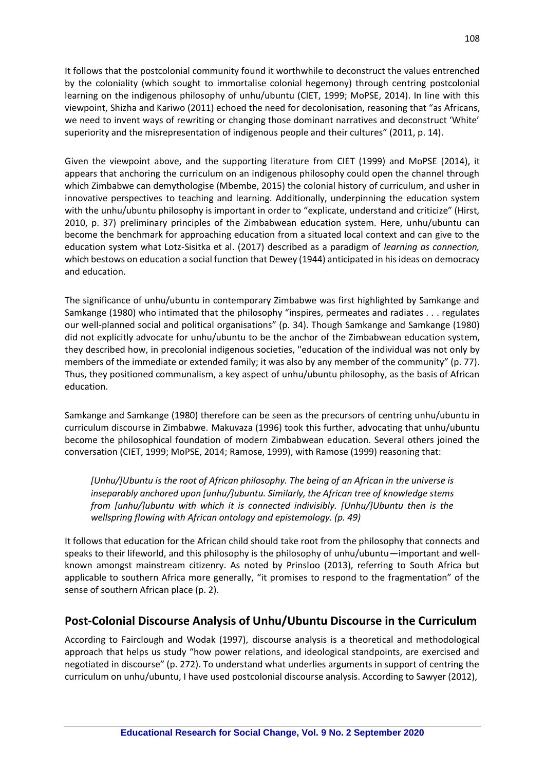It follows that the postcolonial community found it worthwhile to deconstruct the values entrenched by the coloniality (which sought to immortalise colonial hegemony) through centring postcolonial learning on the indigenous philosophy of unhu/ubuntu (CIET, 1999; MoPSE, 2014). In line with this viewpoint, Shizha and Kariwo (2011) echoed the need for decolonisation, reasoning that "as Africans, we need to invent ways of rewriting or changing those dominant narratives and deconstruct 'White' superiority and the misrepresentation of indigenous people and their cultures" (2011, p. 14).

Given the viewpoint above, and the supporting literature from CIET (1999) and MoPSE (2014), it appears that anchoring the curriculum on an indigenous philosophy could open the channel through which Zimbabwe can demythologise (Mbembe, 2015) the colonial history of curriculum, and usher in innovative perspectives to teaching and learning. Additionally, underpinning the education system with the unhu/ubuntu philosophy is important in order to "explicate, understand and criticize" (Hirst, 2010, p. 37) preliminary principles of the Zimbabwean education system. Here, unhu/ubuntu can become the benchmark for approaching education from a situated local context and can give to the education system what Lotz-Sisitka et al. (2017) described as a paradigm of *learning as connection,* which bestows on education a social function that Dewey (1944) anticipated in his ideas on democracy and education.

The significance of unhu/ubuntu in contemporary Zimbabwe was first highlighted by Samkange and Samkange (1980) who intimated that the philosophy "inspires, permeates and radiates . . . regulates our well-planned social and political organisations" (p. 34). Though Samkange and Samkange (1980) did not explicitly advocate for unhu/ubuntu to be the anchor of the Zimbabwean education system, they described how, in precolonial indigenous societies, "education of the individual was not only by members of the immediate or extended family; it was also by any member of the community" (p. 77). Thus, they positioned communalism, a key aspect of unhu/ubuntu philosophy, as the basis of African education.

Samkange and Samkange (1980) therefore can be seen as the precursors of centring unhu/ubuntu in curriculum discourse in Zimbabwe. Makuvaza (1996) took this further, advocating that unhu/ubuntu become the philosophical foundation of modern Zimbabwean education. Several others joined the conversation (CIET, 1999; MoPSE, 2014; Ramose, 1999), with Ramose (1999) reasoning that:

> *[Unhu/]Ubuntu is the root of African philosophy. The being of an African in the universe is inseparably anchored upon [unhu/]ubuntu. Similarly, the African tree of knowledge stems from [unhu/]ubuntu with which it is connected indivisibly. [Unhu/]Ubuntu then is the wellspring flowing with African ontology and epistemology. (p. 49)*

It follows that education for the African child should take root from the philosophy that connects and speaks to their lifeworld, and this philosophy is the philosophy of unhu/ubuntu—important and well-known amongst mainstream citizenry. As noted by Prinsloo (2013), referring to South Africa but applicable to southern Africa more generally, "it promises to respond to the fragmentation" of the sense of southern African place (p. 2).

## Post-Colonial Discourse Analysis of Unhu/Ubuntu Discourse in the Curriculum

According to Fairclough and Wodak (1997), discourse analysis is a theoretical and methodological approach that helps us study "how power relations, and ideological standpoints, are exercised and negotiated in discourse" (p. 272). To understand what underlies arguments in support of centring the curriculum on unhu/ubuntu, I have used postcolonial discourse analysis. According to Sawyer (2012),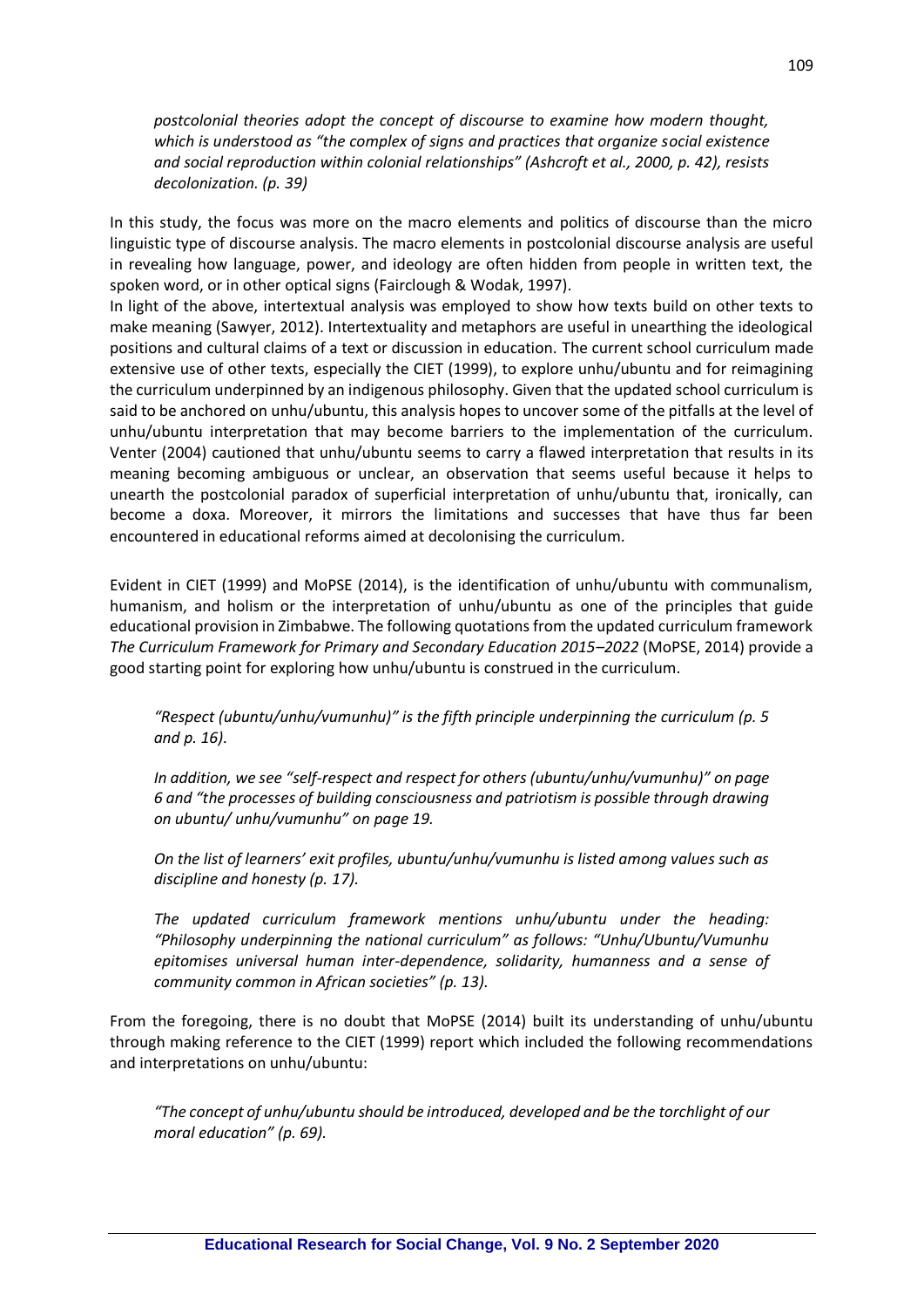*postcolonial theories adopt the concept of discourse to examine how modern thought, which is understood as "the complex of signs and practices that organize social existence and social reproduction within colonial relationships" (Ashcroft et al., 2000, p. 42), resists decolonization. (p. 39)*

In this study, the focus was more on the macro elements and politics of discourse than the micro linguistic type of discourse analysis. The macro elements in postcolonial discourse analysis are useful in revealing how language, power, and ideology are often hidden from people in written text, the spoken word, or in other optical signs (Fairclough & Wodak, 1997).

In light of the above, intertextual analysis was employed to show how texts build on other texts to make meaning (Sawyer, 2012). Intertextuality and metaphors are useful in unearthing the ideological positions and cultural claims of a text or discussion in education. The current school curriculum made extensive use of other texts, especially the CIET (1999), to explore unhu/ubuntu and for reimagining the curriculum underpinned by an indigenous philosophy. Given that the updated school curriculum is said to be anchored on unhu/ubuntu, this analysis hopes to uncover some of the pitfalls at the level of unhu/ubuntu interpretation that may become barriers to the implementation of the curriculum. Venter (2004) cautioned that unhu/ubuntu seems to carry a flawed interpretation that results in its meaning becoming ambiguous or unclear, an observation that seems useful because it helps to unearth the postcolonial paradox of superficial interpretation of unhu/ubuntu that, ironically, can become a doxa. Moreover, it mirrors the limitations and successes that have thus far been encountered in educational reforms aimed at decolonising the curriculum.

Evident in CIET (1999) and MoPSE (2014), is the identification of unhu/ubuntu with communalism, humanism, and holism or the interpretation of unhu/ubuntu as one of the principles that guide educational provision in Zimbabwe. The following quotations from the updated curriculum framework *The Curriculum Framework for Primary and Secondary Education 2015–2022* (MoPSE, 2014) provide a good starting point for exploring how unhu/ubuntu is construed in the curriculum.

*"Respect (ubuntu/unhu/vumunhu)" is the fifth principle underpinning the curriculum (p. 5 and p. 16).*

*In addition, we see "self-respect and respect for others (ubuntu/unhu/vumunhu)" on page 6 and "the processes of building consciousness and patriotism is possible through drawing on ubuntu/ unhu/vumunhu" on page 19.*

*On the list of learners' exit profiles, ubuntu/unhu/vumunhu is listed among values such as discipline and honesty (p. 17).*

*The updated curriculum framework mentions unhu/ubuntu under the heading: "Philosophy underpinning the national curriculum" as follows: "Unhu/Ubuntu/Vumunhu epitomises universal human inter-dependence, solidarity, humanness and a sense of community common in African societies" (p. 13).*

From the foregoing, there is no doubt that MoPSE (2014) built its understanding of unhu/ubuntu through making reference to the CIET (1999) report which included the following recommendations and interpretations on unhu/ubuntu:

*"The concept of unhu/ubuntu should be introduced, developed and be the torchlight of our moral education" (p. 69).*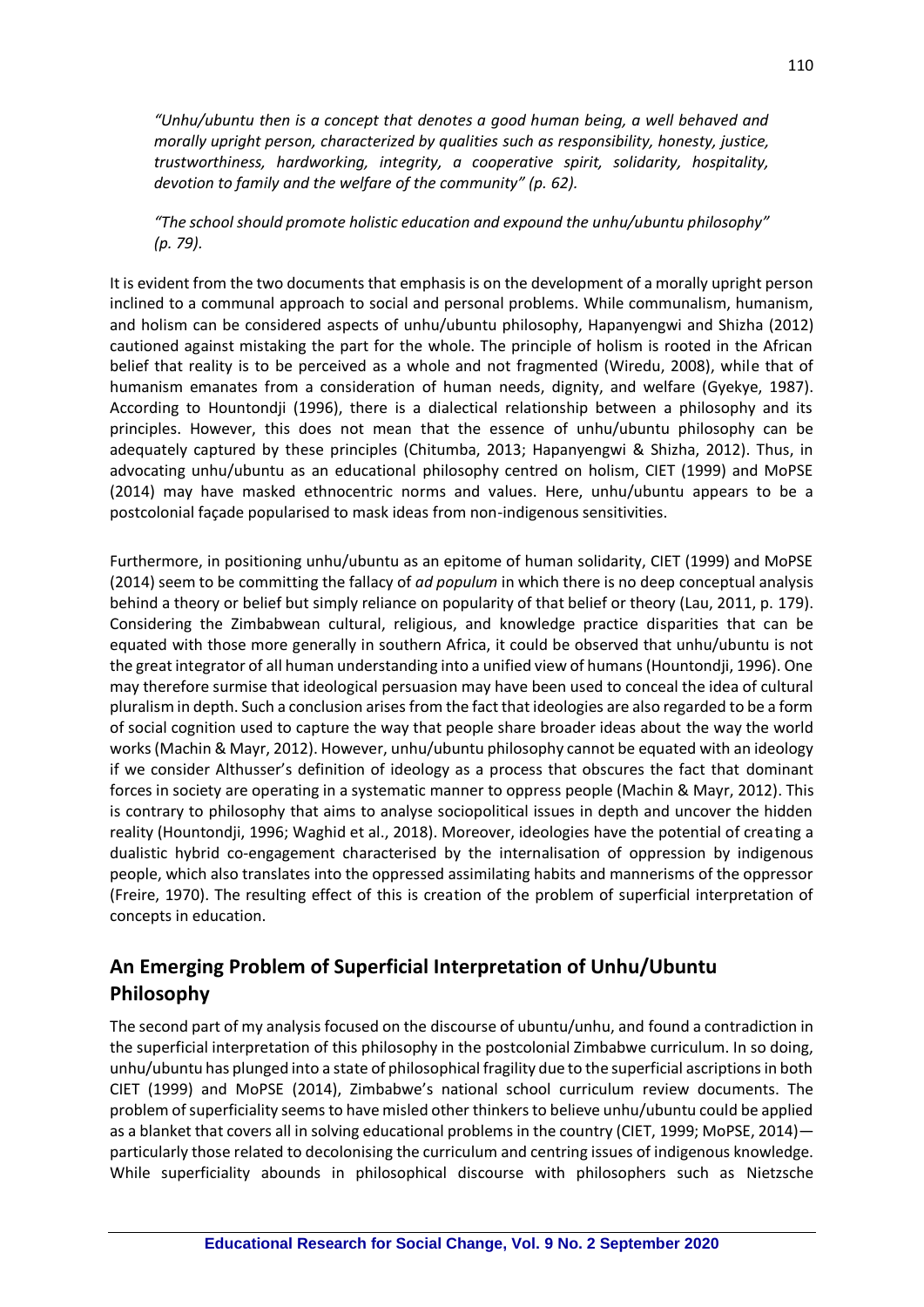*"Unhu/ubuntu then is a concept that denotes a good human being, a well behaved and morally upright person, characterized by qualities such as responsibility, honesty, justice, trustworthiness, hardworking, integrity, a cooperative spirit, solidarity, hospitality, devotion to family and the welfare of the community" (p. 62).*

*"The school should promote holistic education and expound the unhu/ubuntu philosophy" (p. 79).*

It is evident from the two documents that emphasis is on the development of a morally upright person inclined to a communal approach to social and personal problems. While communalism, humanism, and holism can be considered aspects of unhu/ubuntu philosophy, Hapanyengwi and Shizha (2012) cautioned against mistaking the part for the whole. The principle of holism is rooted in the African belief that reality is to be perceived as a whole and not fragmented (Wiredu, 2008), while that of humanism emanates from a consideration of human needs, dignity, and welfare (Gyekye, 1987). According to Hountondji (1996), there is a dialectical relationship between a philosophy and its principles. However, this does not mean that the essence of unhu/ubuntu philosophy can be adequately captured by these principles (Chitumba, 2013; Hapanyengwi & Shizha, 2012). Thus, in advocating unhu/ubuntu as an educational philosophy centred on holism, CIET (1999) and MoPSE (2014) may have masked ethnocentric norms and values. Here, unhu/ubuntu appears to be a postcolonial façade popularised to mask ideas from non-indigenous sensitivities.

Furthermore, in positioning unhu/ubuntu as an epitome of human solidarity, CIET (1999) and MoPSE (2014) seem to be committing the fallacy of *ad populum* in which there is no deep conceptual analysis behind a theory or belief but simply reliance on popularity of that belief or theory (Lau, 2011, p. 179). Considering the Zimbabwean cultural, religious, and knowledge practice disparities that can be equated with those more generally in southern Africa, it could be observed that unhu/ubuntu is not the great integrator of all human understanding into a unified view of humans (Hountondji, 1996). One may therefore surmise that ideological persuasion may have been used to conceal the idea of cultural pluralism in depth. Such a conclusion arises from the fact that ideologies are also regarded to be a form of social cognition used to capture the way that people share broader ideas about the way the world works (Machin & Mayr, 2012). However, unhu/ubuntu philosophy cannot be equated with an ideology if we consider Althusser's definition of ideology as a process that obscures the fact that dominant forces in society are operating in a systematic manner to oppress people (Machin & Mayr, 2012). This is contrary to philosophy that aims to analyse sociopolitical issues in depth and uncover the hidden reality (Hountondji, 1996; Waghid et al., 2018). Moreover, ideologies have the potential of creating a dualistic hybrid co-engagement characterised by the internalisation of oppression by indigenous people, which also translates into the oppressed assimilating habits and mannerisms of the oppressor (Freire, 1970). The resulting effect of this is creation of the problem of superficial interpretation of concepts in education.

## An Emerging Problem of Superficial Interpretation of Unhu/Ubuntu Philosophy

The second part of my analysis focused on the discourse of ubuntu/unhu, and found a contradiction in the superficial interpretation of this philosophy in the postcolonial Zimbabwe curriculum. In so doing, unhu/ubuntu has plunged into a state of philosophical fragility due to the superficial ascriptions in both CIET (1999) and MoPSE (2014), Zimbabwe's national school curriculum review documents. The problem of superficiality seems to have misled other thinkers to believe unhu/ubuntu could be applied as a blanket that covers all in solving educational problems in the country (CIET, 1999; MoPSE, 2014)—particularly those related to decolonising the curriculum and centring issues of indigenous knowledge. While superficiality abounds in philosophical discourse with philosophers such as Nietzsche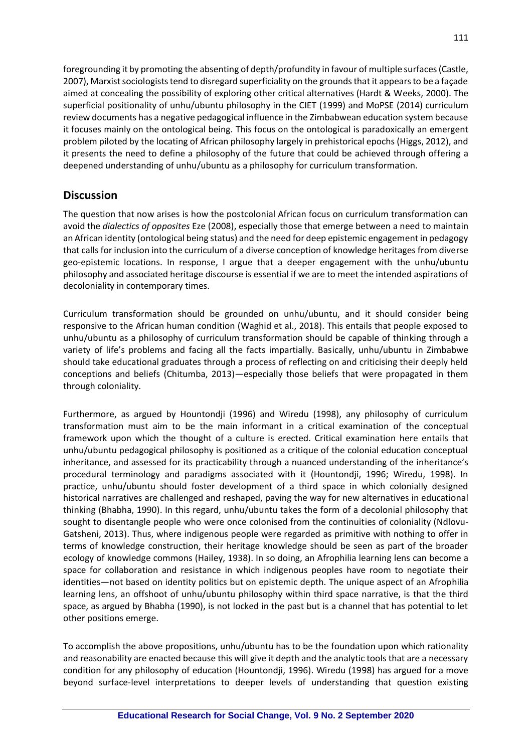foregrounding it by promoting the absenting of depth/profundity in favour of multiple surfaces (Castle, 2007), Marxist sociologists tend to disregard superficiality on the grounds that it appears to be a façade aimed at concealing the possibility of exploring other critical alternatives (Hardt & Weeks, 2000). The superficial positionality of unhu/ubuntu philosophy in the CIET (1999) and MoPSE (2014) curriculum review documents has a negative pedagogical influence in the Zimbabwean education system because it focuses mainly on the ontological being. This focus on the ontological is paradoxically an emergent problem piloted by the locating of African philosophy largely in prehistorical epochs (Higgs, 2012), and it presents the need to define a philosophy of the future that could be achieved through offering a deepened understanding of unhu/ubuntu as a philosophy for curriculum transformation.

## Discussion

The question that now arises is how the postcolonial African focus on curriculum transformation can avoid the *dialectics of opposites* Eze (2008), especially those that emerge between a need to maintain an African identity (ontological being status) and the need for deep epistemic engagement in pedagogy that calls for inclusion into the curriculum of a diverse conception of knowledge heritages from diverse geo-epistemic locations. In response, I argue that a deeper engagement with the unhu/ubuntu philosophy and associated heritage discourse is essential if we are to meet the intended aspirations of decoloniality in contemporary times.

Curriculum transformation should be grounded on unhu/ubuntu, and it should consider being responsive to the African human condition (Waghid et al., 2018). This entails that people exposed to unhu/ubuntu as a philosophy of curriculum transformation should be capable of thinking through a variety of life's problems and facing all the facts impartially. Basically, unhu/ubuntu in Zimbabwe should take educational graduates through a process of reflecting on and criticising their deeply held conceptions and beliefs (Chitumba, 2013)—especially those beliefs that were propagated in them through coloniality.

Furthermore, as argued by Hountondji (1996) and Wiredu (1998), any philosophy of curriculum transformation must aim to be the main informant in a critical examination of the conceptual framework upon which the thought of a culture is erected. Critical examination here entails that unhu/ubuntu pedagogical philosophy is positioned as a critique of the colonial education conceptual inheritance, and assessed for its practicability through a nuanced understanding of the inheritance's procedural terminology and paradigms associated with it (Hountondji, 1996; Wiredu, 1998). In practice, unhu/ubuntu should foster development of a third space in which colonially designed historical narratives are challenged and reshaped, paving the way for new alternatives in educational thinking (Bhabha, 1990). In this regard, unhu/ubuntu takes the form of a decolonial philosophy that sought to disentangle people who were once colonised from the continuities of coloniality (Ndlovu-Gatsheni, 2013). Thus, where indigenous people were regarded as primitive with nothing to offer in terms of knowledge construction, their heritage knowledge should be seen as part of the broader ecology of knowledge commons (Hailey, 1938). In so doing, an Afrophilia learning lens can become a space for collaboration and resistance in which indigenous peoples have room to negotiate their identities—not based on identity politics but on epistemic depth. The unique aspect of an Afrophilia learning lens, an offshoot of unhu/ubuntu philosophy within third space narrative, is that the third space, as argued by Bhabha (1990), is not locked in the past but is a channel that has potential to let other positions emerge.

To accomplish the above propositions, unhu/ubuntu has to be the foundation upon which rationality and reasonability are enacted because this will give it depth and the analytic tools that are a necessary condition for any philosophy of education (Hountondji, 1996). Wiredu (1998) has argued for a move beyond surface-level interpretations to deeper levels of understanding that question existing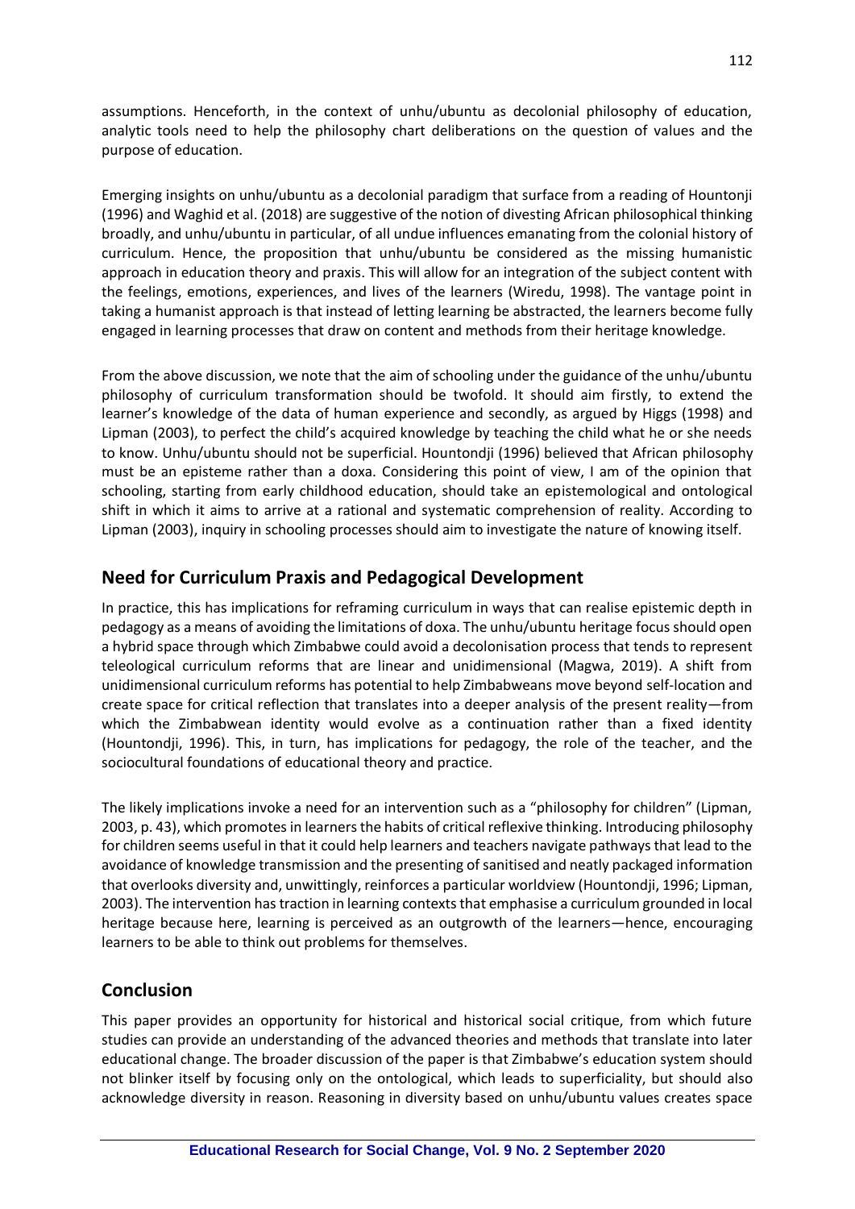assumptions. Henceforth, in the context of unhu/ubuntu as decolonial philosophy of education, analytic tools need to help the philosophy chart deliberations on the question of values and the purpose of education.

Emerging insights on unhu/ubuntu as a decolonial paradigm that surface from a reading of Hountonji (1996) and Waghid et al. (2018) are suggestive of the notion of divesting African philosophical thinking broadly, and unhu/ubuntu in particular, of all undue influences emanating from the colonial history of curriculum. Hence, the proposition that unhu/ubuntu be considered as the missing humanistic approach in education theory and praxis. This will allow for an integration of the subject content with the feelings, emotions, experiences, and lives of the learners (Wiredu, 1998). The vantage point in taking a humanist approach is that instead of letting learning be abstracted, the learners become fully engaged in learning processes that draw on content and methods from their heritage knowledge.

From the above discussion, we note that the aim of schooling under the guidance of the unhu/ubuntu philosophy of curriculum transformation should be twofold. It should aim firstly, to extend the learner's knowledge of the data of human experience and secondly, as argued by Higgs (1998) and Lipman (2003), to perfect the child's acquired knowledge by teaching the child what he or she needs to know. Unhu/ubuntu should not be superficial. Hountondji (1996) believed that African philosophy must be an episteme rather than a doxa. Considering this point of view, I am of the opinion that schooling, starting from early childhood education, should take an epistemological and ontological shift in which it aims to arrive at a rational and systematic comprehension of reality. According to Lipman (2003), inquiry in schooling processes should aim to investigate the nature of knowing itself.

## Need for Curriculum Praxis and Pedagogical Development

In practice, this has implications for reframing curriculum in ways that can realise epistemic depth in pedagogy as a means of avoiding the limitations of doxa. The unhu/ubuntu heritage focus should open a hybrid space through which Zimbabwe could avoid a decolonisation process that tends to represent teleological curriculum reforms that are linear and unidimensional (Magwa, 2019). A shift from unidimensional curriculum reforms has potential to help Zimbabweans move beyond self-location and create space for critical reflection that translates into a deeper analysis of the present reality—from which the Zimbabwean identity would evolve as a continuation rather than a fixed identity (Hountondji, 1996). This, in turn, has implications for pedagogy, the role of the teacher, and the sociocultural foundations of educational theory and practice.

The likely implications invoke a need for an intervention such as a "philosophy for children" (Lipman, 2003, p. 43), which promotes in learners the habits of critical reflexive thinking. Introducing philosophy for children seems useful in that it could help learners and teachers navigate pathways that lead to the avoidance of knowledge transmission and the presenting of sanitised and neatly packaged information that overlooks diversity and, unwittingly, reinforces a particular worldview (Hountondji, 1996; Lipman, 2003). The intervention has traction in learning contexts that emphasise a curriculum grounded in local heritage because here, learning is perceived as an outgrowth of the learners—hence, encouraging learners to be able to think out problems for themselves.

## Conclusion

This paper provides an opportunity for historical and historical social critique, from which future studies can provide an understanding of the advanced theories and methods that translate into later educational change. The broader discussion of the paper is that Zimbabwe's education system should not blinker itself by focusing only on the ontological, which leads to superficiality, but should also acknowledge diversity in reason. Reasoning in diversity based on unhu/ubuntu values creates space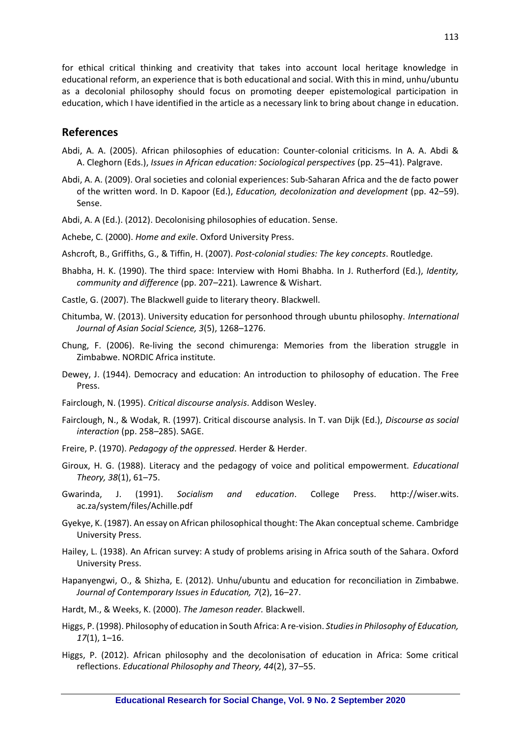for ethical critical thinking and creativity that takes into account local heritage knowledge in educational reform, an experience that is both educational and social. With this in mind, unhu/ubuntu as a decolonial philosophy should focus on promoting deeper epistemological participation in education, which I have identified in the article as a necessary link to bring about change in education.

## References

Abdi, A. A. (2005). African philosophies of education: Counter-colonial criticisms. In A. A. Abdi & A. Cleghorn (Eds.), *Issues in African education: Sociological perspectives* (pp. 25–41). Palgrave.

Abdi, A. A. (2009). Oral societies and colonial experiences: Sub-Saharan Africa and the de facto power of the written word. In D. Kapoor (Ed.), *Education, decolonization and development* (pp. 42–59). Sense.

Abdi, A. A (Ed.). (2012). Decolonising philosophies of education. Sense.

Achebe, C. (2000). *Home and exile*. Oxford University Press.

Ashcroft, B., Griffiths, G., & Tiffin, H. (2007). *Post-colonial studies: The key concepts*. Routledge.

Bhabha, H. K. (1990). The third space: Interview with Homi Bhabha. In J. Rutherford (Ed.), *Identity, community and difference* (pp. 207–221). Lawrence & Wishart.

Castle, G. (2007). The Blackwell guide to literary theory. Blackwell.

Chitumba, W. (2013). University education for personhood through ubuntu philosophy. *International Journal of Asian Social Science, 3*(5), 1268–1276.

Chung, F. (2006). Re-living the second chimurenga: Memories from the liberation struggle in Zimbabwe. NORDIC Africa institute.

Dewey, J. (1944). Democracy and education: An introduction to philosophy of education. The Free Press.

Fairclough, N. (1995). *Critical discourse analysis*. Addison Wesley.

Fairclough, N., & Wodak, R. (1997). Critical discourse analysis. In T. van Dijk (Ed.), *Discourse as social interaction* (pp. 258–285). SAGE.

Freire, P. (1970). *Pedagogy of the oppressed*. Herder & Herder.

Giroux, H. G. (1988). Literacy and the pedagogy of voice and political empowerment. *Educational Theory, 38*(1), 61–75.

Gwarinda, J. (1991). *Socialism and education*. College Press. http://wiser.wits.ac.za/system/files/Achille.pdf

Gyekye, K. (1987). An essay on African philosophical thought: The Akan conceptual scheme. Cambridge University Press.

Hailey, L. (1938). An African survey: A study of problems arising in Africa south of the Sahara. Oxford University Press.

Hapanyengwi, O., & Shizha, E. (2012). Unhu/ubuntu and education for reconciliation in Zimbabwe. *Journal of Contemporary Issues in Education, 7*(2), 16–27.

Hardt, M., & Weeks, K. (2000). *The Jameson reader.* Blackwell.

Higgs, P. (1998). Philosophy of education in South Africa: A re-vision. *Studies in Philosophy of Education, 17*(1), 1–16.

Higgs, P. (2012). African philosophy and the decolonisation of education in Africa: Some critical reflections. *Educational Philosophy and Theory, 44*(2), 37–55.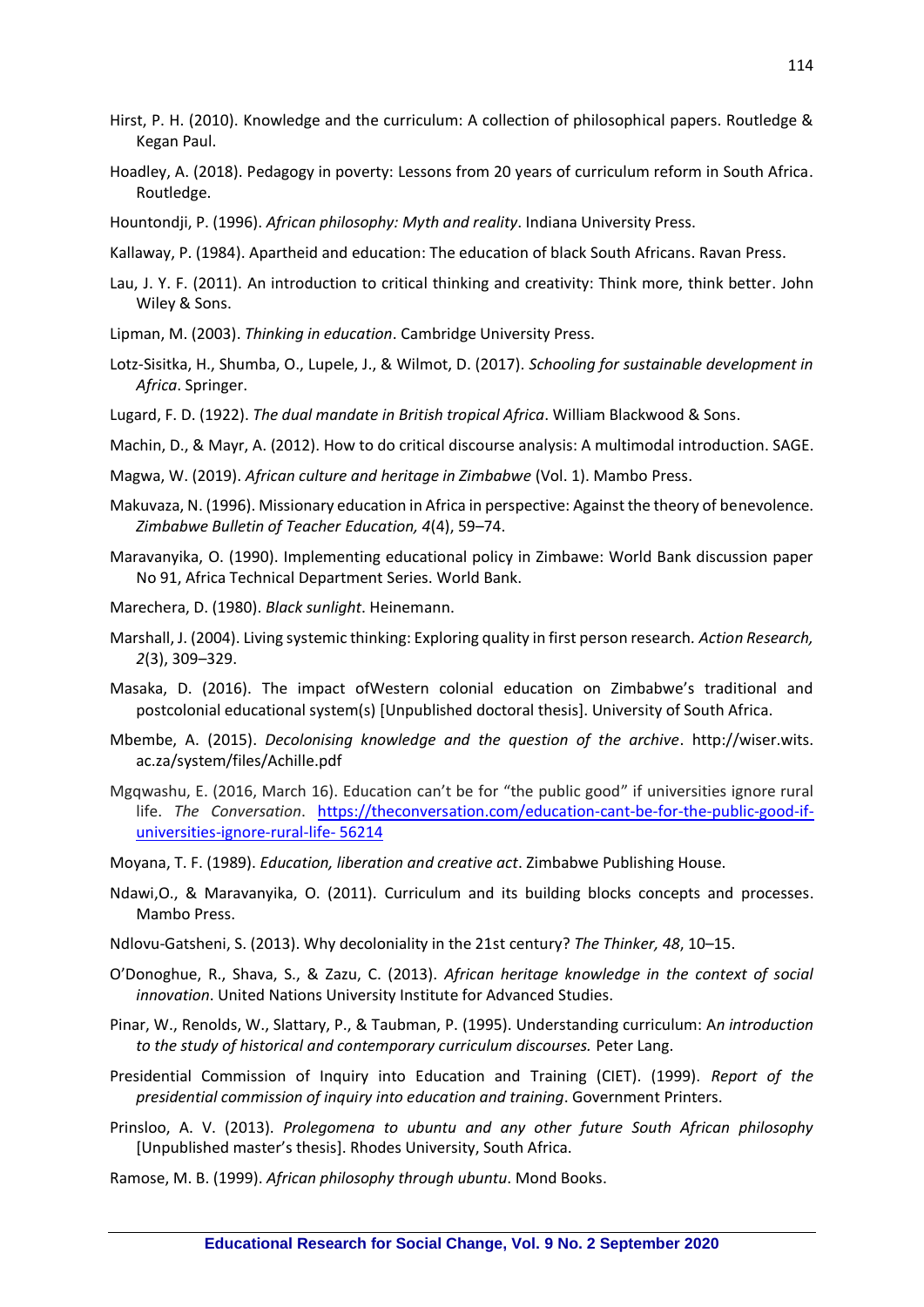Hirst, P. H. (2010). Knowledge and the curriculum: A collection of philosophical papers. Routledge & Kegan Paul.

Hoadley, A. (2018). Pedagogy in poverty: Lessons from 20 years of curriculum reform in South Africa. Routledge.

Hountondji, P. (1996). *African philosophy: Myth and reality*. Indiana University Press.

Kallaway, P. (1984). Apartheid and education: The education of black South Africans. Ravan Press.

Lau, J. Y. F. (2011). An introduction to critical thinking and creativity: Think more, think better. John Wiley & Sons.

Lipman, M. (2003). *Thinking in education*. Cambridge University Press.

Lotz-Sisitka, H., Shumba, O., Lupele, J., & Wilmot, D. (2017). *Schooling for sustainable development in Africa*. Springer.

Lugard, F. D. (1922). *The dual mandate in British tropical Africa*. William Blackwood & Sons.

Machin, D., & Mayr, A. (2012). How to do critical discourse analysis: A multimodal introduction. SAGE.

Magwa, W. (2019). *African culture and heritage in Zimbabwe* (Vol. 1). Mambo Press.

Makuvaza, N. (1996). Missionary education in Africa in perspective: Against the theory of benevolence. *Zimbabwe Bulletin of Teacher Education, 4*(4), 59–74.

Maravanyika, O. (1990). Implementing educational policy in Zimbawe: World Bank discussion paper No 91, Africa Technical Department Series. World Bank.

Marechera, D. (1980). *Black sunlight*. Heinemann.

Marshall, J. (2004). Living systemic thinking: Exploring quality in first person research. *Action Research, 2*(3), 309–329.

Masaka, D. (2016). The impact ofWestern colonial education on Zimbabwe's traditional and postcolonial educational system(s) [Unpublished doctoral thesis]. University of South Africa.

Mbembe, A. (2015). *Decolonising knowledge and the question of the archive*. http://wiser.wits. ac.za/system/files/Achille.pdf

Mgqwashu, E. (2016, March 16). Education can't be for "the public good" if universities ignore rural life. *The Conversation*. https://theconversation.com/education-cant-be-for-the-public-good-if-universities-ignore-rural-life- 56214

Moyana, T. F. (1989). *Education, liberation and creative act*. Zimbabwe Publishing House.

Ndawi,O., & Maravanyika, O. (2011). Curriculum and its building blocks concepts and processes. Mambo Press.

Ndlovu-Gatsheni, S. (2013). Why decoloniality in the 21st century? *The Thinker, 48*, 10–15.

O'Donoghue, R., Shava, S., & Zazu, C. (2013). *African heritage knowledge in the context of social innovation*. United Nations University Institute for Advanced Studies.

Pinar, W., Renolds, W., Slattary, P., & Taubman, P. (1995). Understanding curriculum: A*n introduction to the study of historical and contemporary curriculum discourses.* Peter Lang.

Presidential Commission of Inquiry into Education and Training (CIET). (1999). *Report of the presidential commission of inquiry into education and training*. Government Printers.

Prinsloo, A. V. (2013). *Prolegomena to ubuntu and any other future South African philosophy* [Unpublished master's thesis]. Rhodes University, South Africa.

Ramose, M. B. (1999). *African philosophy through ubuntu*. Mond Books.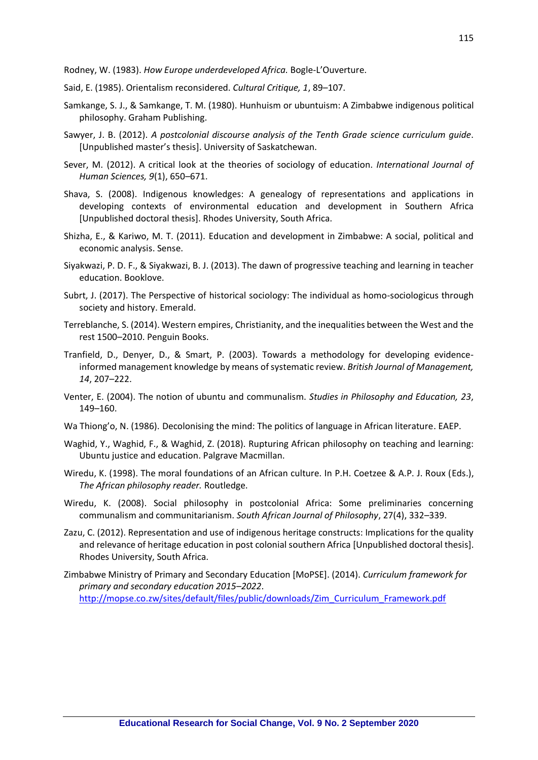Rodney, W. (1983). *How Europe underdeveloped Africa.* Bogle-L'Ouverture.

Said, E. (1985). Orientalism reconsidered. *Cultural Critique, 1*, 89–107.

Samkange, S. J., & Samkange, T. M. (1980). Hunhuism or ubuntuism: A Zimbabwe indigenous political philosophy. Graham Publishing.

Sawyer, J. B. (2012). *A postcolonial discourse analysis of the Tenth Grade science curriculum guide*. [Unpublished master's thesis]. University of Saskatchewan.

Sever, M. (2012). A critical look at the theories of sociology of education. *International Journal of Human Sciences, 9*(1), 650–671.

Shava, S. (2008). Indigenous knowledges: A genealogy of representations and applications in developing contexts of environmental education and development in Southern Africa [Unpublished doctoral thesis]. Rhodes University, South Africa.

Shizha, E., & Kariwo, M. T. (2011). Education and development in Zimbabwe: A social, political and economic analysis. Sense.

Siyakwazi, P. D. F., & Siyakwazi, B. J. (2013). The dawn of progressive teaching and learning in teacher education. Booklove.

Subrt, J. (2017). The Perspective of historical sociology: The individual as homo-sociologicus through society and history. Emerald.

Terreblanche, S. (2014). Western empires, Christianity, and the inequalities between the West and the rest 1500–2010. Penguin Books.

Tranfield, D., Denyer, D., & Smart, P. (2003). Towards a methodology for developing evidence-informed management knowledge by means of systematic review. *British Journal of Management, 14*, 207–222.

Venter, E. (2004). The notion of ubuntu and communalism. *Studies in Philosophy and Education, 23*, 149–160.

Wa Thiong'o, N. (1986). Decolonising the mind: The politics of language in African literature. EAEP.

Waghid, Y., Waghid, F., & Waghid, Z. (2018). Rupturing African philosophy on teaching and learning: Ubuntu justice and education. Palgrave Macmillan.

Wiredu, K. (1998). The moral foundations of an African culture. In P.H. Coetzee & A.P. J. Roux (Eds.), *The African philosophy reader.* Routledge.

Wiredu, K. (2008). Social philosophy in postcolonial Africa: Some preliminaries concerning communalism and communitarianism. *South African Journal of Philosophy*, 27(4), 332–339.

Zazu, C. (2012). Representation and use of indigenous heritage constructs: Implications for the quality and relevance of heritage education in post colonial southern Africa [Unpublished doctoral thesis]. Rhodes University, South Africa.

Zimbabwe Ministry of Primary and Secondary Education [MoPSE]. (2014). *Curriculum framework for primary and secondary education 2015–2022*. http://mopse.co.zw/sites/default/files/public/downloads/Zim_Curriculum_Framework.pdf